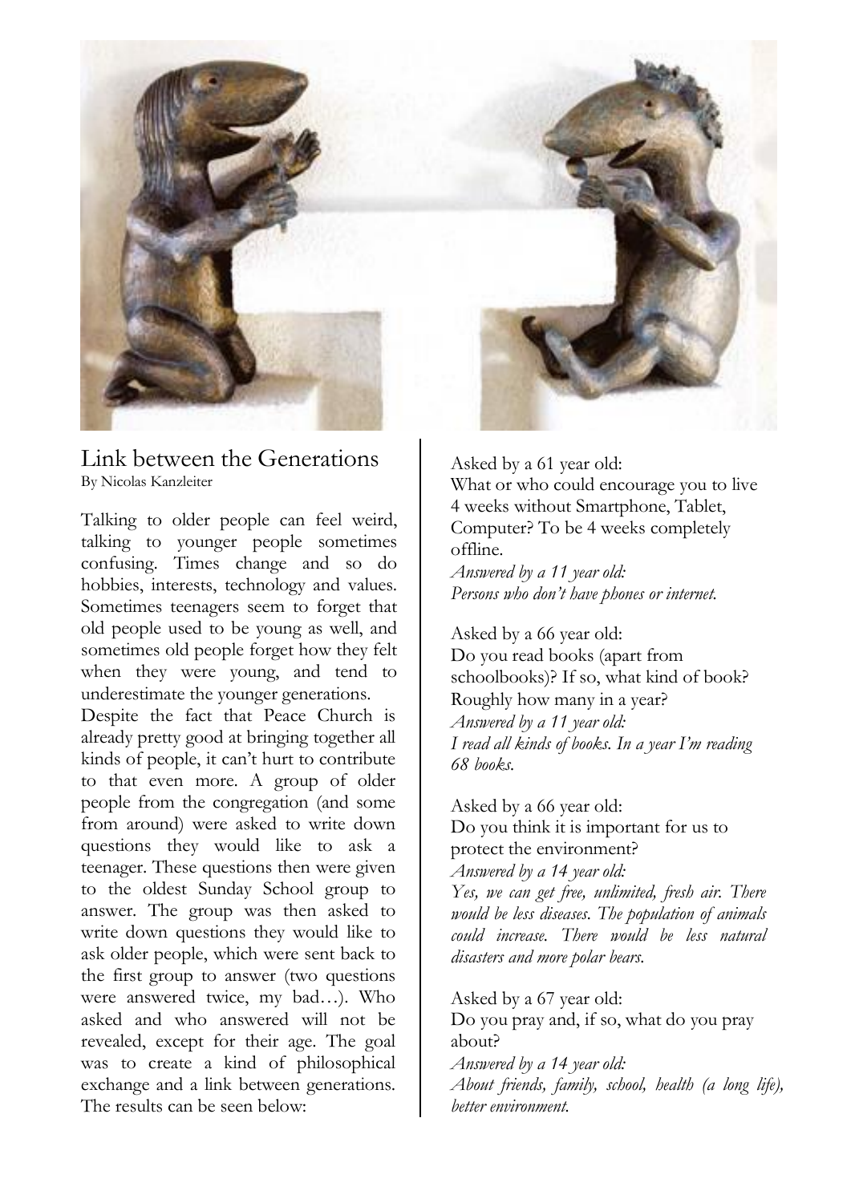# Link between the Generations

By Nicolas Kanzleiter

Talking to older people can feel weird, talking to younger people sometimes confusing. Times change and so do hobbies, interests, technology and values. Sometimes teenagers seem to forget that old people used to be young as well, and sometimes old people forget how they felt when they were young, and tend to underestimate the younger generations.

Despite the fact that Peace Church is already pretty good at bringing together all kinds of people, it can't hurt to contribute to that even more. A group of older people from the congregation (and some from around) were asked to write down questions they would like to ask a teenager. These questions then were given to the oldest Sunday School group to answer. The group was then asked to write down questions they would like to ask older people, which were sent back to the first group to answer (two questions were answered twice, my bad…). Who asked and who answered will not be revealed, except for their age. The goal was to create a kind of philosophical exchange and a link between generations. The results can be seen below:

Asked by a 61 year old:
What or who could encourage you to live 4 weeks without Smartphone, Tablet, Computer? To be 4 weeks completely offline.
*Answered by a 11 year old:*
*Persons who don't have phones or internet.*

Asked by a 66 year old:
Do you read books (apart from schoolbooks)? If so, what kind of book? Roughly how many in a year?
*Answered by a 11 year old:*
*I read all kinds of books. In a year I'm reading 68 books.*

Asked by a 66 year old:
Do you think it is important for us to protect the environment?
*Answered by a 14 year old:*
*Yes, we can get free, unlimited, fresh air. There would be less diseases. The population of animals could increase. There would be less natural disasters and more polar bears.*

Asked by a 67 year old:
Do you pray and, if so, what do you pray about?
*Answered by a 14 year old:*
*About friends, family, school, health (a long life), better environment.*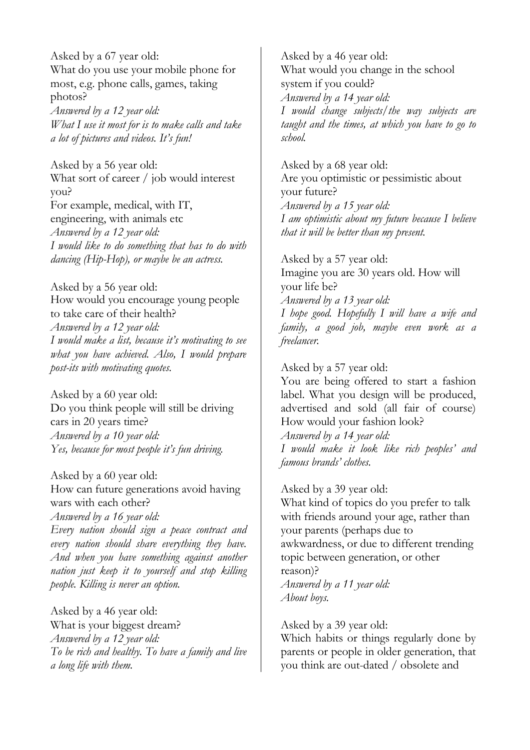Asked by a 67 year old:
What do you use your mobile phone for most, e.g. phone calls, games, taking photos?
*Answered by a 12 year old:*
*What I use it most for is to make calls and take a lot of pictures and videos. It's fun!*

Asked by a 56 year old:
What sort of career / job would interest you?
For example, medical, with IT, engineering, with animals etc
*Answered by a 12 year old:*
*I would like to do something that has to do with dancing (Hip-Hop), or maybe be an actress.*

Asked by a 56 year old:
How would you encourage young people to take care of their health?
*Answered by a 12 year old:*
*I would make a list, because it's motivating to see what you have achieved. Also, I would prepare post-its with motivating quotes.*

Asked by a 60 year old:
Do you think people will still be driving cars in 20 years time?
*Answered by a 10 year old:*
*Yes, because for most people it's fun driving.*

Asked by a 60 year old:
How can future generations avoid having wars with each other?
*Answered by a 16 year old:*
*Every nation should sign a peace contract and every nation should share everything they have. And when you have something against another nation just keep it to yourself and stop killing people. Killing is never an option.*

Asked by a 46 year old:
What is your biggest dream?
*Answered by a 12 year old:*
*To be rich and healthy. To have a family and live a long life with them.*

Asked by a 46 year old:
What would you change in the school system if you could?
*Answered by a 14 year old:*
*I would change subjects/the way subjects are taught and the times, at which you have to go to school.*

Asked by a 68 year old:
Are you optimistic or pessimistic about your future?
*Answered by a 15 year old:*
*I am optimistic about my future because I believe that it will be better than my present.*

Asked by a 57 year old:
Imagine you are 30 years old. How will your life be?
*Answered by a 13 year old:*
*I hope good. Hopefully I will have a wife and family, a good job, maybe even work as a freelancer.*

Asked by a 57 year old:
You are being offered to start a fashion label. What you design will be produced, advertised and sold (all fair of course) How would your fashion look?
*Answered by a 14 year old:*
*I would make it look like rich peoples' and famous brands' clothes.*

Asked by a 39 year old:
What kind of topics do you prefer to talk with friends around your age, rather than your parents (perhaps due to awkwardness, or due to different trending topic between generation, or other reason)?
*Answered by a 11 year old:*
*About boys.*

Asked by a 39 year old:
Which habits or things regularly done by parents or people in older generation, that you think are out-dated / obsolete and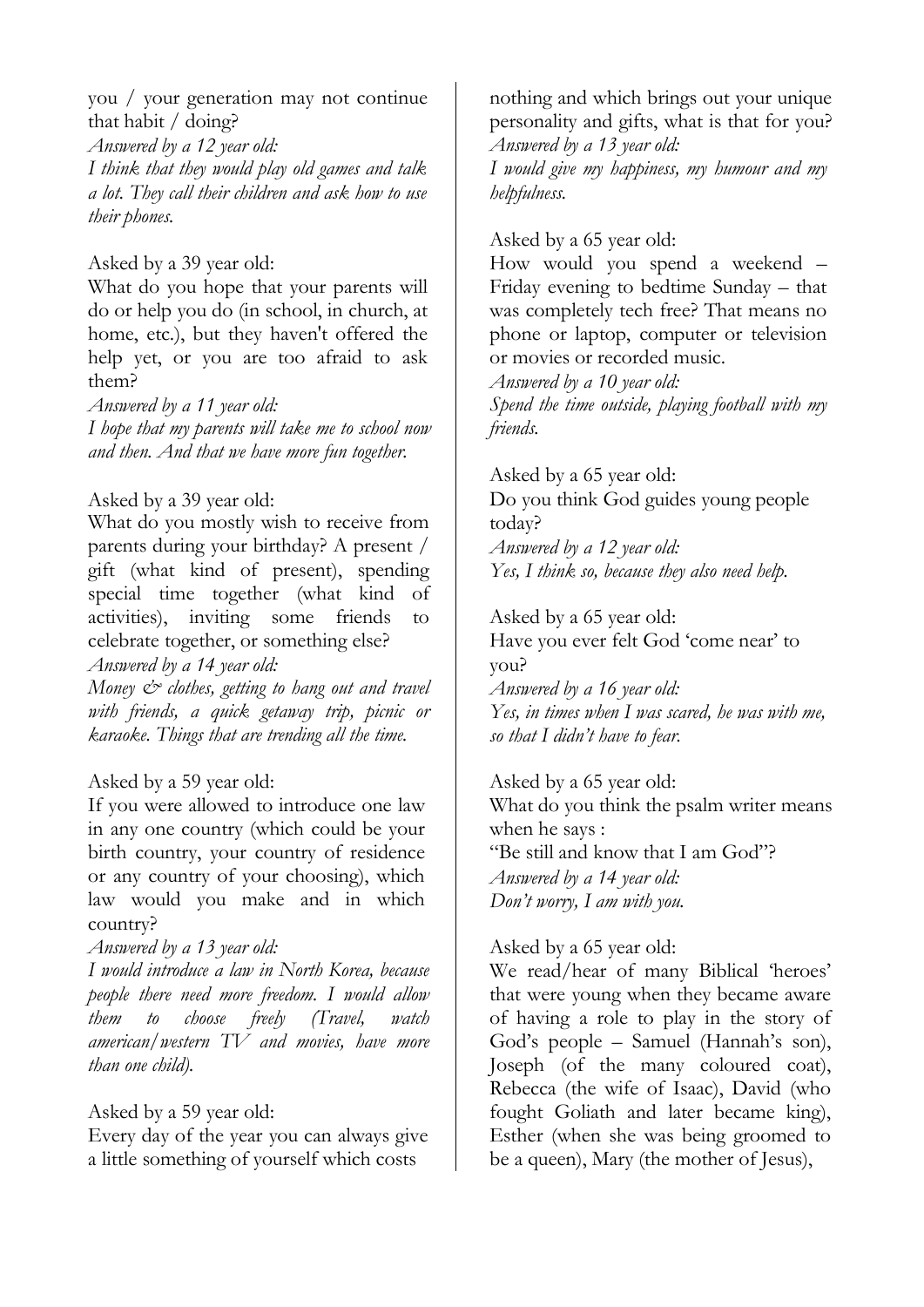you / your generation may not continue that habit / doing?
*Answered by a 12 year old:*
*I think that they would play old games and talk a lot. They call their children and ask how to use their phones.*

Asked by a 39 year old:
What do you hope that your parents will do or help you do (in school, in church, at home, etc.), but they haven't offered the help yet, or you are too afraid to ask them?
*Answered by a 11 year old:*
*I hope that my parents will take me to school now and then. And that we have more fun together.*

Asked by a 39 year old:
What do you mostly wish to receive from parents during your birthday? A present / gift (what kind of present), spending special time together (what kind of activities), inviting some friends to celebrate together, or something else?
*Answered by a 14 year old:*
*Money & clothes, getting to hang out and travel with friends, a quick getaway trip, picnic or karaoke. Things that are trending all the time.*

Asked by a 59 year old:
If you were allowed to introduce one law in any one country (which could be your birth country, your country of residence or any country of your choosing), which law would you make and in which country?
*Answered by a 13 year old:*
*I would introduce a law in North Korea, because people there need more freedom. I would allow them to choose freely (Travel, watch american/western TV and movies, have more than one child).*

Asked by a 59 year old:
Every day of the year you can always give a little something of yourself which costs nothing and which brings out your unique personality and gifts, what is that for you?
*Answered by a 13 year old:*
*I would give my happiness, my humour and my helpfulness.*

Asked by a 65 year old:
How would you spend a weekend – Friday evening to bedtime Sunday – that was completely tech free? That means no phone or laptop, computer or television or movies or recorded music.
*Answered by a 10 year old:*
*Spend the time outside, playing football with my friends.*

Asked by a 65 year old:
Do you think God guides young people today?
*Answered by a 12 year old:*
*Yes, I think so, because they also need help.*

Asked by a 65 year old:
Have you ever felt God 'come near' to you?
*Answered by a 16 year old:*
*Yes, in times when I was scared, he was with me, so that I didn't have to fear.*

Asked by a 65 year old:
What do you think the psalm writer means when he says :
"Be still and know that I am God"?
*Answered by a 14 year old:*
*Don't worry, I am with you.*

Asked by a 65 year old:
We read/hear of many Biblical 'heroes' that were young when they became aware of having a role to play in the story of God's people – Samuel (Hannah's son), Joseph (of the many coloured coat), Rebecca (the wife of Isaac), David (who fought Goliath and later became king), Esther (when she was being groomed to be a queen), Mary (the mother of Jesus),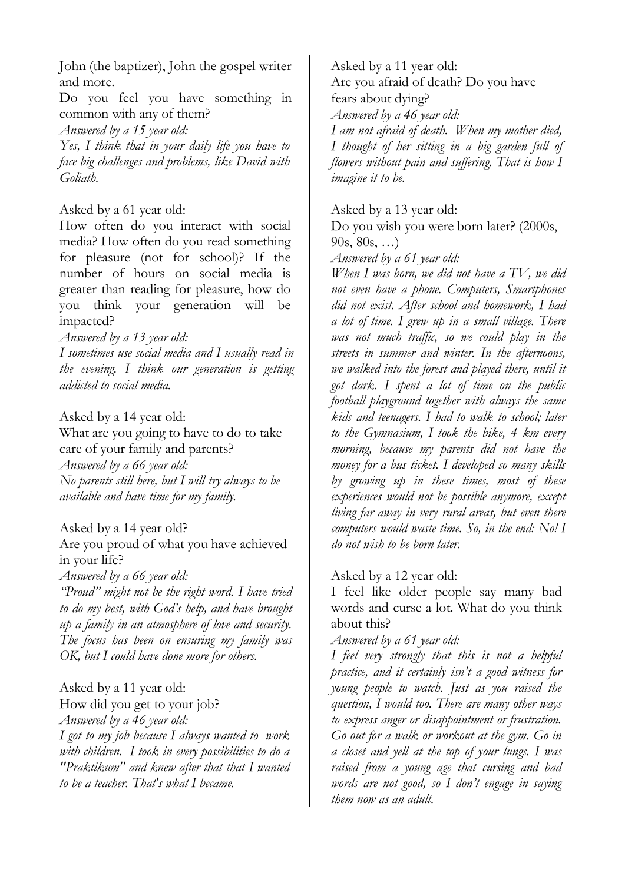John (the baptizer), John the gospel writer and more.

Do you feel you have something in common with any of them?

*Answered by a 15 year old:*

*Yes, I think that in your daily life you have to face big challenges and problems, like David with Goliath.*

Asked by a 61 year old:

How often do you interact with social media? How often do you read something for pleasure (not for school)? If the number of hours on social media is greater than reading for pleasure, how do you think your generation will be impacted?

*Answered by a 13 year old:*

*I sometimes use social media and I usually read in the evening. I think our generation is getting addicted to social media.*

Asked by a 14 year old:

What are you going to have to do to take care of your family and parents?

*Answered by a 66 year old:*

*No parents still here, but I will try always to be available and have time for my family.*

Asked by a 14 year old?

Are you proud of what you have achieved in your life?

*Answered by a 66 year old:*

*"Proud" might not be the right word. I have tried to do my best, with God's help, and have brought up a family in an atmosphere of love and security. The focus has been on ensuring my family was OK, but I could have done more for others.*

Asked by a 11 year old:

How did you get to your job?

*Answered by a 46 year old:*

*I got to my job because I always wanted to work with children. I took in every possibilities to do a "Praktikum" and knew after that that I wanted to be a teacher. That's what I became.*

Asked by a 11 year old:

Are you afraid of death? Do you have fears about dying?

*Answered by a 46 year old:*

*I am not afraid of death. When my mother died, I thought of her sitting in a big garden full of flowers without pain and suffering. That is how I imagine it to be.*

Asked by a 13 year old:

Do you wish you were born later? (2000s, 90s, 80s, …)

*Answered by a 61 year old:*

*When I was born, we did not have a TV, we did not even have a phone. Computers, Smartphones did not exist. After school and homework, I had a lot of time. I grew up in a small village. There was not much traffic, so we could play in the streets in summer and winter. In the afternoons, we walked into the forest and played there, until it got dark. I spent a lot of time on the public football playground together with always the same kids and teenagers. I had to walk to school; later to the Gymnasium, I took the bike, 4 km every morning, because my parents did not have the money for a bus ticket. I developed so many skills by growing up in these times, most of these experiences would not be possible anymore, except living far away in very rural areas, but even there computers would waste time. So, in the end: No! I do not wish to be born later.*

Asked by a 12 year old:

I feel like older people say many bad words and curse a lot. What do you think about this?

*Answered by a 61 year old:*

*I feel very strongly that this is not a helpful practice, and it certainly isn't a good witness for young people to watch. Just as you raised the question, I would too. There are many other ways to express anger or disappointment or frustration. Go out for a walk or workout at the gym. Go in a closet and yell at the top of your lungs. I was raised from a young age that cursing and bad words are not good, so I don't engage in saying them now as an adult.*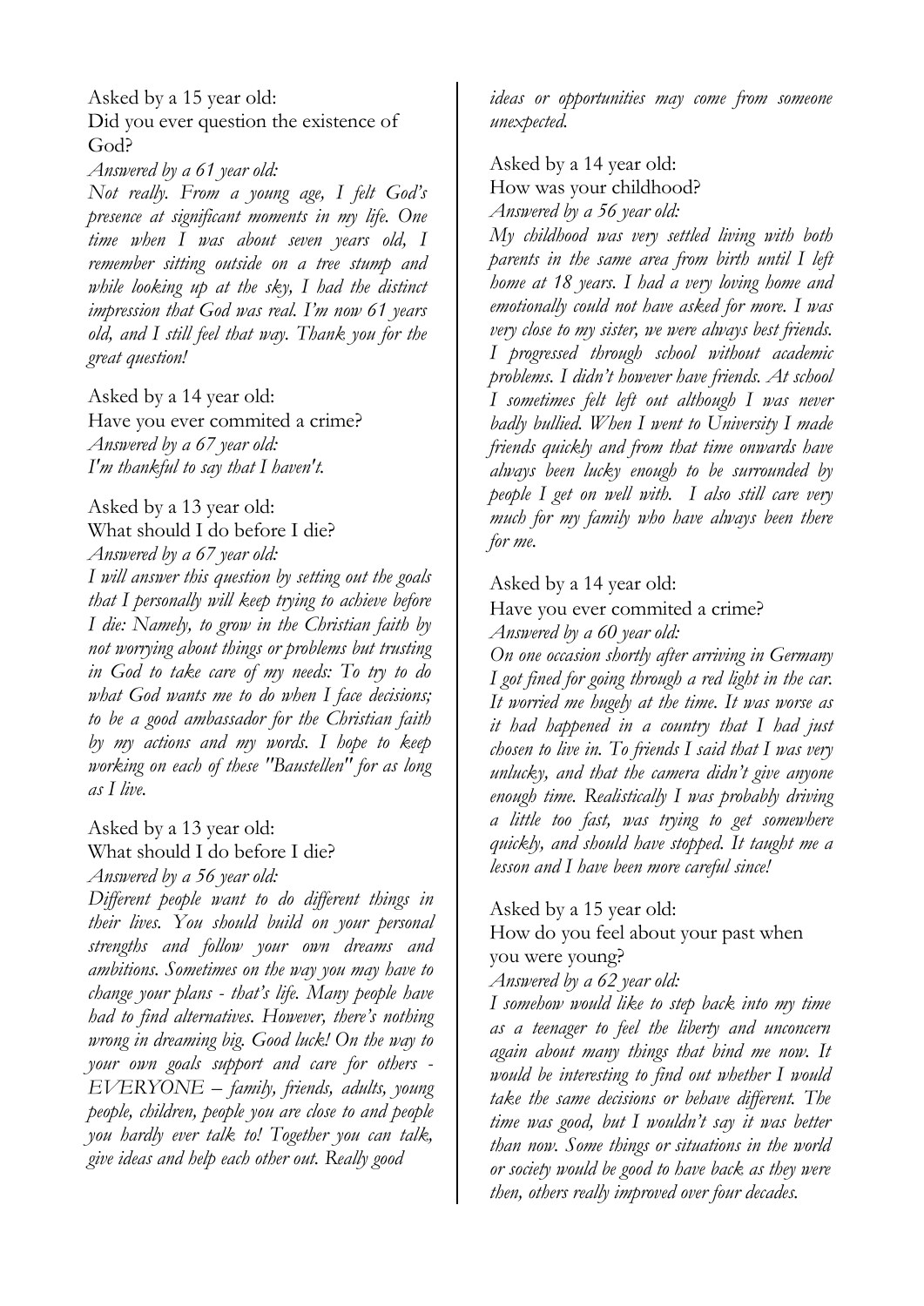Asked by a 15 year old:
Did you ever question the existence of God?
*Answered by a 61 year old:*
*Not really. From a young age, I felt God's presence at significant moments in my life. One time when I was about seven years old, I remember sitting outside on a tree stump and while looking up at the sky, I had the distinct impression that God was real. I'm now 61 years old, and I still feel that way. Thank you for the great question!*

Asked by a 14 year old:
Have you ever commited a crime?
*Answered by a 67 year old:*
*I'm thankful to say that I haven't.*

Asked by a 13 year old:
What should I do before I die?
*Answered by a 67 year old:*
*I will answer this question by setting out the goals that I personally will keep trying to achieve before I die: Namely, to grow in the Christian faith by not worrying about things or problems but trusting in God to take care of my needs: To try to do what God wants me to do when I face decisions; to be a good ambassador for the Christian faith by my actions and my words. I hope to keep working on each of these "Baustellen" for as long as I live.*

Asked by a 13 year old:
What should I do before I die?
*Answered by a 56 year old:*
*Different people want to do different things in their lives. You should build on your personal strengths and follow your own dreams and ambitions. Sometimes on the way you may have to change your plans - that's life. Many people have had to find alternatives. However, there's nothing wrong in dreaming big. Good luck! On the way to your own goals support and care for others - EVERYONE – family, friends, adults, young people, children, people you are close to and people you hardly ever talk to! Together you can talk, give ideas and help each other out. Really good ideas or opportunities may come from someone unexpected.*

Asked by a 14 year old:
How was your childhood?
*Answered by a 56 year old:*
*My childhood was very settled living with both parents in the same area from birth until I left home at 18 years. I had a very loving home and emotionally could not have asked for more. I was very close to my sister, we were always best friends. I progressed through school without academic problems. I didn't however have friends. At school I sometimes felt left out although I was never badly bullied. When I went to University I made friends quickly and from that time onwards have always been lucky enough to be surrounded by people I get on well with. I also still care very much for my family who have always been there for me.*

Asked by a 14 year old:
Have you ever commited a crime?
*Answered by a 60 year old:*
*On one occasion shortly after arriving in Germany I got fined for going through a red light in the car. It worried me hugely at the time. It was worse as it had happened in a country that I had just chosen to live in. To friends I said that I was very unlucky, and that the camera didn't give anyone enough time. Realistically I was probably driving a little too fast, was trying to get somewhere quickly, and should have stopped. It taught me a lesson and I have been more careful since!*

Asked by a 15 year old:
How do you feel about your past when you were young?
*Answered by a 62 year old:*
*I somehow would like to step back into my time as a teenager to feel the liberty and unconcern again about many things that bind me now. It would be interesting to find out whether I would take the same decisions or behave different. The time was good, but I wouldn't say it was better than now. Some things or situations in the world or society would be good to have back as they were then, others really improved over four decades.*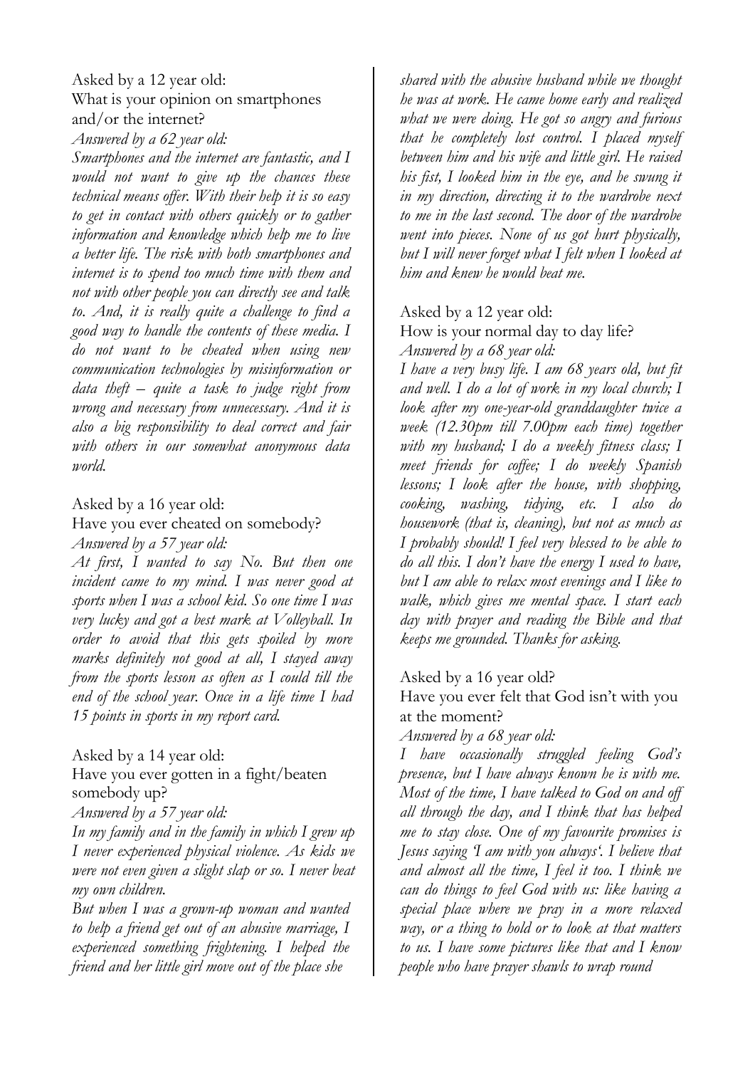Asked by a 12 year old:

What is your opinion on smartphones and/or the internet?

*Answered by a 62 year old:*

*Smartphones and the internet are fantastic, and I would not want to give up the chances these technical means offer. With their help it is so easy to get in contact with others quickly or to gather information and knowledge which help me to live a better life. The risk with both smartphones and internet is to spend too much time with them and not with other people you can directly see and talk to. And, it is really quite a challenge to find a good way to handle the contents of these media. I do not want to be cheated when using new communication technologies by misinformation or data theft – quite a task to judge right from wrong and necessary from unnecessary. And it is also a big responsibility to deal correct and fair with others in our somewhat anonymous data world.*

Asked by a 16 year old:

Have you ever cheated on somebody?

*Answered by a 57 year old:*

*At first, I wanted to say No. But then one incident came to my mind. I was never good at sports when I was a school kid. So one time I was very lucky and got a best mark at Volleyball. In order to avoid that this gets spoiled by more marks definitely not good at all, I stayed away from the sports lesson as often as I could till the end of the school year. Once in a life time I had 15 points in sports in my report card.*

Asked by a 14 year old:

Have you ever gotten in a fight/beaten somebody up?

*Answered by a 57 year old:*

*In my family and in the family in which I grew up I never experienced physical violence. As kids we were not even given a slight slap or so. I never beat my own children.*

*But when I was a grown-up woman and wanted to help a friend get out of an abusive marriage, I experienced something frightening. I helped the friend and her little girl move out of the place she shared with the abusive husband while we thought he was at work. He came home early and realized what we were doing. He got so angry and furious that he completely lost control. I placed myself between him and his wife and little girl. He raised his fist, I looked him in the eye, and he swung it in my direction, directing it to the wardrobe next to me in the last second. The door of the wardrobe went into pieces. None of us got hurt physically, but I will never forget what I felt when I looked at him and knew he would beat me.*

Asked by a 12 year old:

How is your normal day to day life?

*Answered by a 68 year old:*

*I have a very busy life. I am 68 years old, but fit and well. I do a lot of work in my local church; I look after my one-year-old granddaughter twice a week (12.30pm till 7.00pm each time) together with my husband; I do a weekly fitness class; I meet friends for coffee; I do weekly Spanish lessons; I look after the house, with shopping, cooking, washing, tidying, etc. I also do housework (that is, cleaning), but not as much as I probably should! I feel very blessed to be able to do all this. I don't have the energy I used to have, but I am able to relax most evenings and I like to walk, which gives me mental space. I start each day with prayer and reading the Bible and that keeps me grounded. Thanks for asking.*

Asked by a 16 year old?

Have you ever felt that God isn't with you at the moment?

*Answered by a 68 year old:*

*I have occasionally struggled feeling God's presence, but I have always known he is with me. Most of the time, I have talked to God on and off all through the day, and I think that has helped me to stay close. One of my favourite promises is Jesus saying 'I am with you always'. I believe that and almost all the time, I feel it too. I think we can do things to feel God with us: like having a special place where we pray in a more relaxed way, or a thing to hold or to look at that matters to us. I have some pictures like that and I know people who have prayer shawls to wrap round*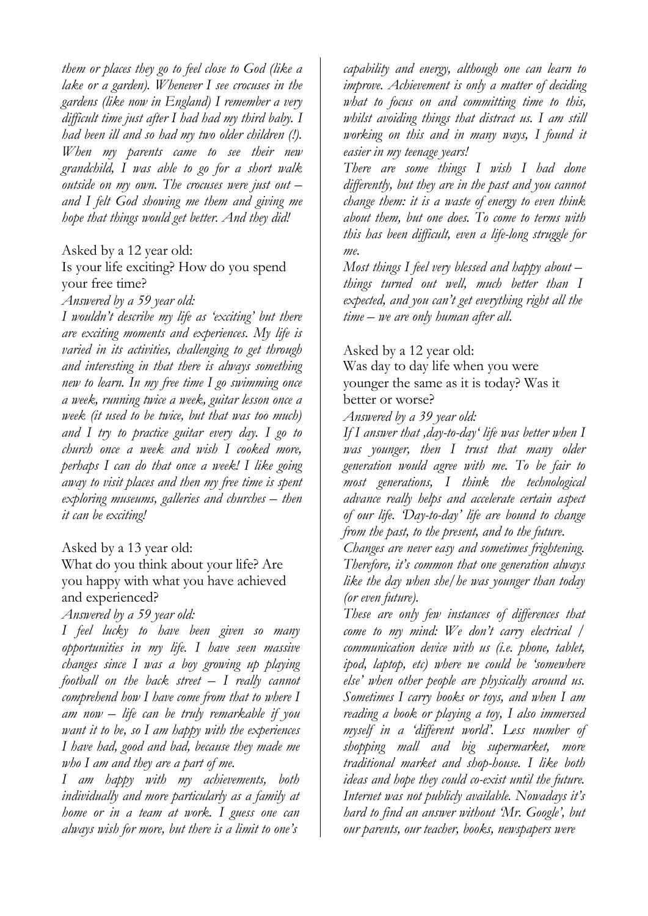*them or places they go to feel close to God (like a lake or a garden). Whenever I see crocuses in the gardens (like now in England) I remember a very difficult time just after I had had my third baby. I had been ill and so had my two older children (!). When my parents came to see their new grandchild, I was able to go for a short walk outside on my own. The crocuses were just out – and I felt God showing me them and giving me hope that things would get better. And they did!*

Asked by a 12 year old:

Is your life exciting? How do you spend your free time?

*Answered by a 59 year old:*

*I wouldn't describe my life as 'exciting' but there are exciting moments and experiences. My life is varied in its activities, challenging to get through and interesting in that there is always something new to learn. In my free time I go swimming once a week, running twice a week, guitar lesson once a week (it used to be twice, but that was too much) and I try to practice guitar every day. I go to church once a week and wish I cooked more, perhaps I can do that once a week! I like going away to visit places and then my free time is spent exploring museums, galleries and churches – then it can be exciting!*

Asked by a 13 year old:

What do you think about your life? Are you happy with what you have achieved and experienced?

*Answered by a 59 year old:*

*I feel lucky to have been given so many opportunities in my life. I have seen massive changes since I was a boy growing up playing football on the back street – I really cannot comprehend how I have come from that to where I am now – life can be truly remarkable if you want it to be, so I am happy with the experiences I have had, good and bad, because they made me who I am and they are a part of me.*

*I am happy with my achievements, both individually and more particularly as a family at home or in a team at work. I guess one can always wish for more, but there is a limit to one's capability and energy, although one can learn to improve. Achievement is only a matter of deciding what to focus on and committing time to this, whilst avoiding things that distract us. I am still working on this and in many ways, I found it easier in my teenage years!*

*There are some things I wish I had done differently, but they are in the past and you cannot change them: it is a waste of energy to even think about them, but one does. To come to terms with this has been difficult, even a life-long struggle for me.*

*Most things I feel very blessed and happy about – things turned out well, much better than I expected, and you can't get everything right all the time – we are only human after all.*

Asked by a 12 year old:

Was day to day life when you were younger the same as it is today? Was it better or worse?

*Answered by a 39 year old:*

*If I answer that ‚day-to-day' life was better when I was younger, then I trust that many older generation would agree with me. To be fair to most generations, I think the technological advance really helps and accelerate certain aspect of our life. 'Day-to-day' life are bound to change from the past, to the present, and to the future.*

*Changes are never easy and sometimes frightening. Therefore, it's common that one generation always like the day when she/he was younger than today (or even future).*

*These are only few instances of differences that come to my mind: We don't carry electrical / communication device with us (i.e. phone, tablet, ipod, laptop, etc) where we could be 'somewhere else' when other people are physically around us. Sometimes I carry books or toys, and when I am reading a book or playing a toy, I also immersed myself in a 'different world'. Less number of shopping mall and big supermarket, more traditional market and shop-house. I like both ideas and hope they could co-exist until the future. Internet was not publicly available. Nowadays it's hard to find an answer without 'Mr. Google', but our parents, our teacher, books, newspapers were*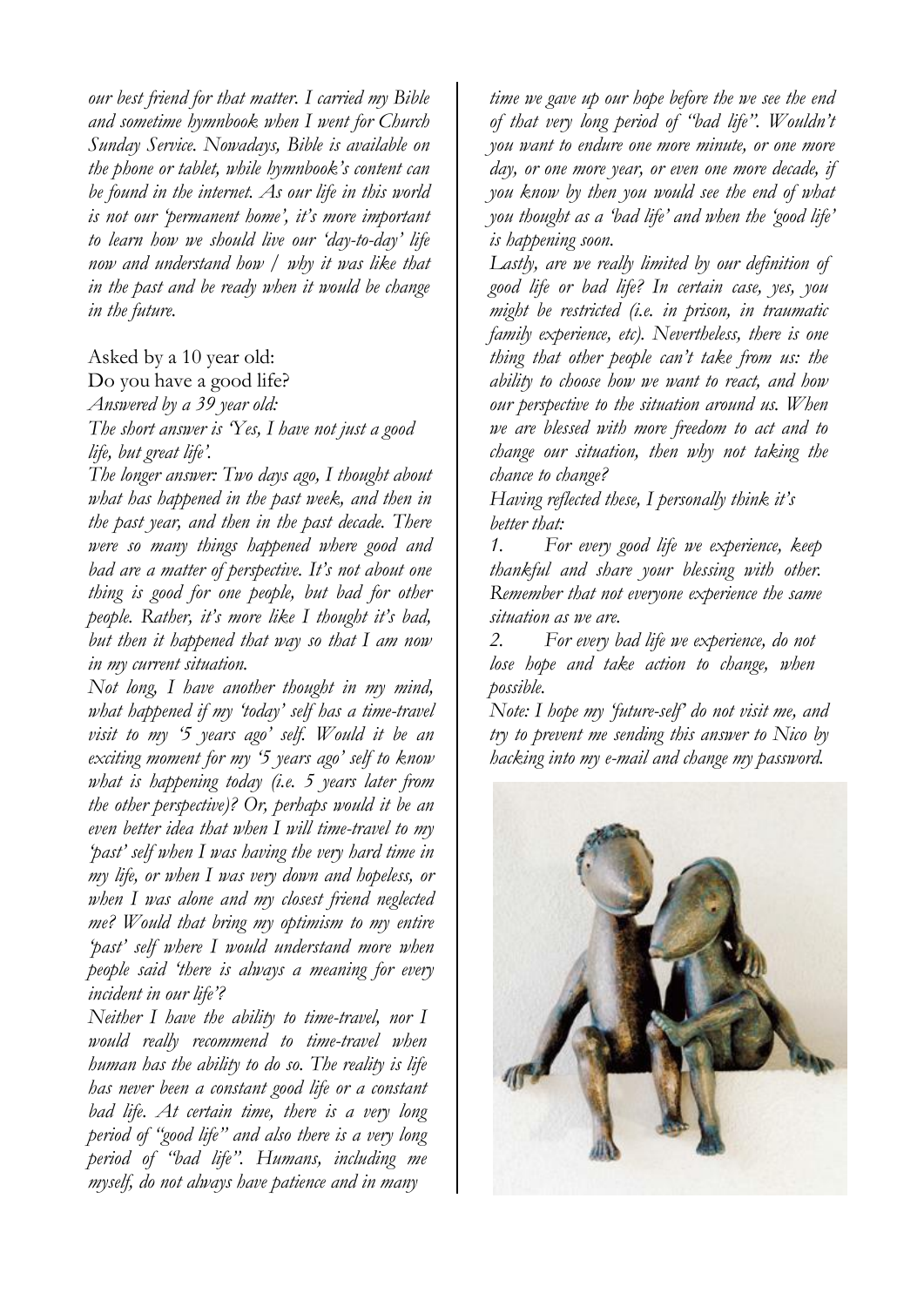*our best friend for that matter. I carried my Bible and sometime hymnbook when I went for Church Sunday Service. Nowadays, Bible is available on the phone or tablet, while hymnbook's content can be found in the internet. As our life in this world is not our 'permanent home', it's more important to learn how we should live our 'day-to-day' life now and understand how / why it was like that in the past and be ready when it would be change in the future.*

Asked by a 10 year old:
Do you have a good life?
*Answered by a 39 year old:*
*The short answer is 'Yes, I have not just a good life, but great life'.*

*The longer answer: Two days ago, I thought about what has happened in the past week, and then in the past year, and then in the past decade. There were so many things happened where good and bad are a matter of perspective. It's not about one thing is good for one people, but bad for other people. Rather, it's more like I thought it's bad, but then it happened that way so that I am now in my current situation.*

*Not long, I have another thought in my mind, what happened if my 'today' self has a time-travel visit to my '5 years ago' self. Would it be an exciting moment for my '5 years ago' self to know what is happening today (i.e. 5 years later from the other perspective)? Or, perhaps would it be an even better idea that when I will time-travel to my 'past' self when I was having the very hard time in my life, or when I was very down and hopeless, or when I was alone and my closest friend neglected me? Would that bring my optimism to my entire 'past' self where I would understand more when people said 'there is always a meaning for every incident in our life'?*

*Neither I have the ability to time-travel, nor I would really recommend to time-travel when human has the ability to do so. The reality is life has never been a constant good life or a constant bad life. At certain time, there is a very long period of "good life" and also there is a very long period of "bad life". Humans, including me myself, do not always have patience and in many time we gave up our hope before the we see the end of that very long period of "bad life". Wouldn't you want to endure one more minute, or one more day, or one more year, or even one more decade, if you know by then you would see the end of what you thought as a 'bad life' and when the 'good life' is happening soon.*

*Lastly, are we really limited by our definition of good life or bad life? In certain case, yes, you might be restricted (i.e. in prison, in traumatic family experience, etc). Nevertheless, there is one thing that other people can't take from us: the ability to choose how we want to react, and how our perspective to the situation around us. When we are blessed with more freedom to act and to change our situation, then why not taking the chance to change?*

*Having reflected these, I personally think it's better that:*

1. *For every good life we experience, keep thankful and share your blessing with other. Remember that not everyone experience the same situation as we are.*
2. *For every bad life we experience, do not lose hope and take action to change, when possible.*

*Note: I hope my 'future-self' do not visit me, and try to prevent me sending this answer to Nico by hacking into my e-mail and change my password.*